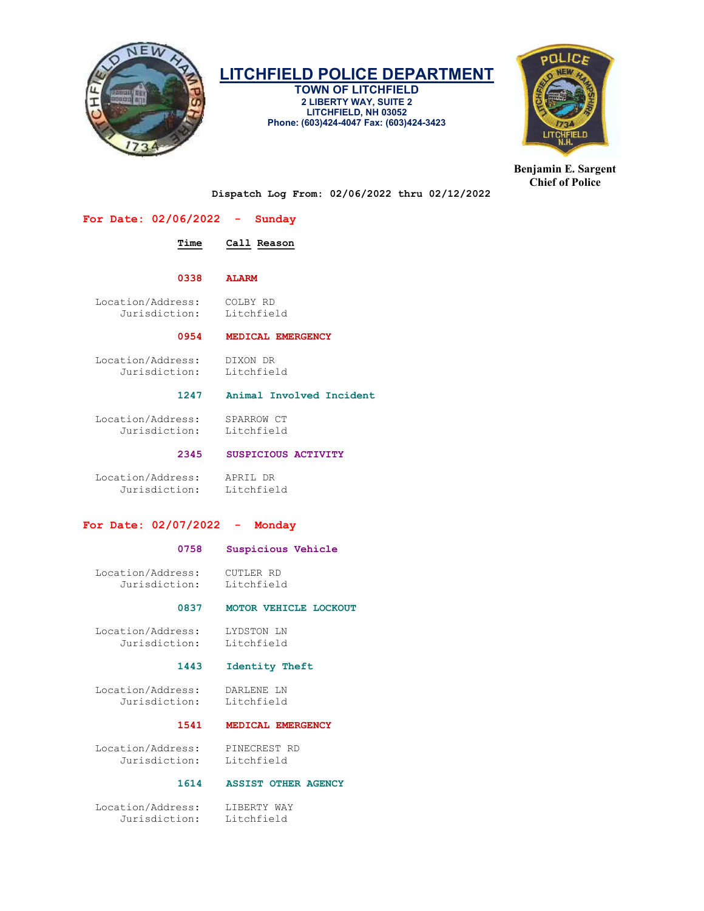# LITCHFIELD POLICE DEPARTMENT

**TOWN OF LITCHFIELD**
**2 LIBERTY WAY, SUITE 2**
**LITCHFIELD, NH 03052**
**Phone: (603)424-4047 Fax: (603)424-3423**

**Benjamin E. Sargent**
**Chief of Police**

**Dispatch Log From: 02/06/2022 thru 02/12/2022**

## For Date: 02/06/2022 - Sunday

| Time | Call Reason |
|---|---|

**0338 ALARM**

Location/Address: COLBY RD
Jurisdiction: Litchfield

**0954 MEDICAL EMERGENCY**

Location/Address: DIXON DR
Jurisdiction: Litchfield

**1247 Animal Involved Incident**

Location/Address: SPARROW CT
Jurisdiction: Litchfield

**2345 SUSPICIOUS ACTIVITY**

Location/Address: APRIL DR
Jurisdiction: Litchfield

## For Date: 02/07/2022 - Monday

**0758 Suspicious Vehicle**

Location/Address: CUTLER RD
Jurisdiction: Litchfield

**0837 MOTOR VEHICLE LOCKOUT**

Location/Address: LYDSTON LN
Jurisdiction: Litchfield

**1443 Identity Theft**

Location/Address: DARLENE LN
Jurisdiction: Litchfield

**1541 MEDICAL EMERGENCY**

Location/Address: PINECREST RD
Jurisdiction: Litchfield

**1614 ASSIST OTHER AGENCY**

Location/Address: LIBERTY WAY
Jurisdiction: Litchfield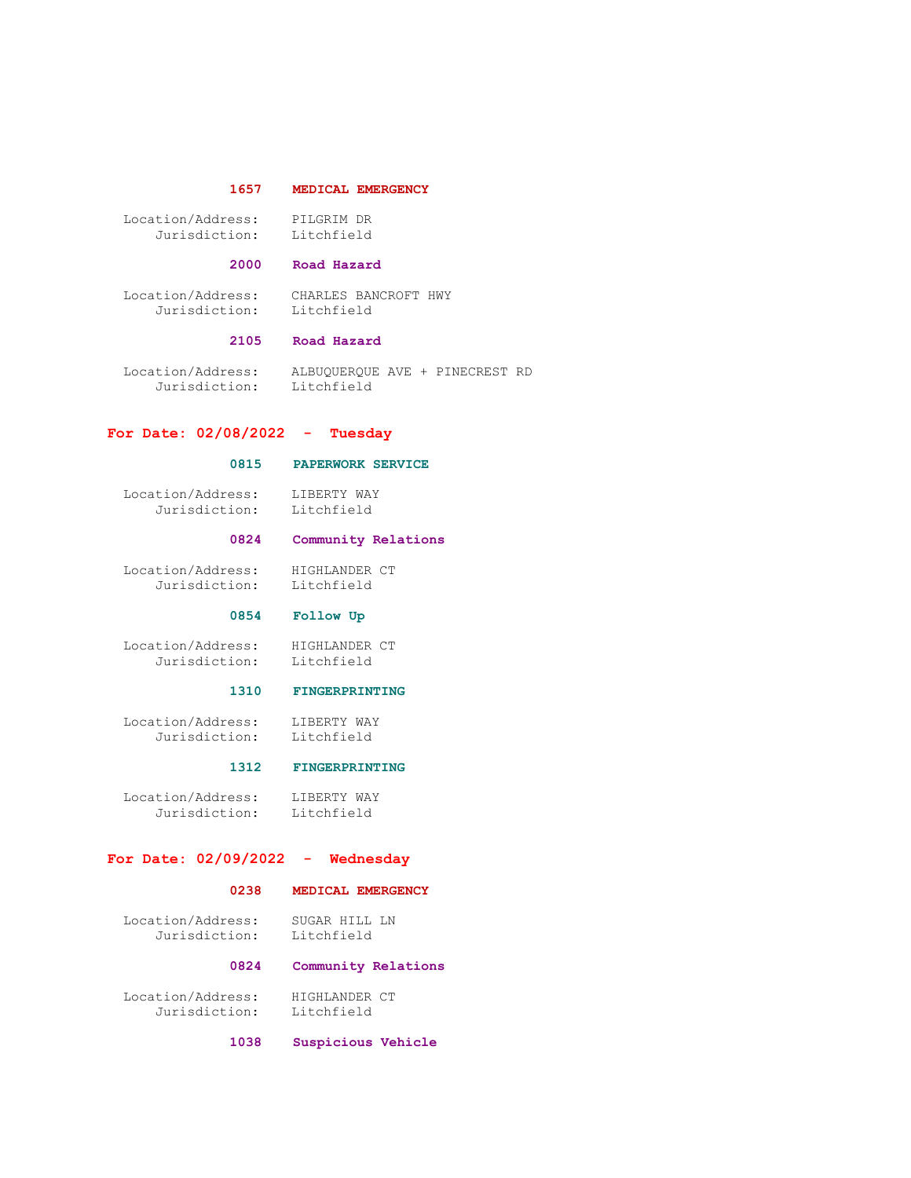**1657 MEDICAL EMERGENCY**

Location/Address: PILGRIM DR
Jurisdiction: Litchfield

**2000 Road Hazard**

Location/Address: CHARLES BANCROFT HWY
Jurisdiction: Litchfield

**2105 Road Hazard**

Location/Address: ALBUQUERQUE AVE + PINECREST RD
Jurisdiction: Litchfield

## For Date: 02/08/2022 - Tuesday

**0815 PAPERWORK SERVICE**

Location/Address: LIBERTY WAY
Jurisdiction: Litchfield

**0824 Community Relations**

Location/Address: HIGHLANDER CT
Jurisdiction: Litchfield

**0854 Follow Up**

Location/Address: HIGHLANDER CT
Jurisdiction: Litchfield

**1310 FINGERPRINTING**

Location/Address: LIBERTY WAY
Jurisdiction: Litchfield

**1312 FINGERPRINTING**

Location/Address: LIBERTY WAY
Jurisdiction: Litchfield

## For Date: 02/09/2022 - Wednesday

**0238 MEDICAL EMERGENCY**

Location/Address: SUGAR HILL LN
Jurisdiction: Litchfield

**0824 Community Relations**

Location/Address: HIGHLANDER CT
Jurisdiction: Litchfield

**1038 Suspicious Vehicle**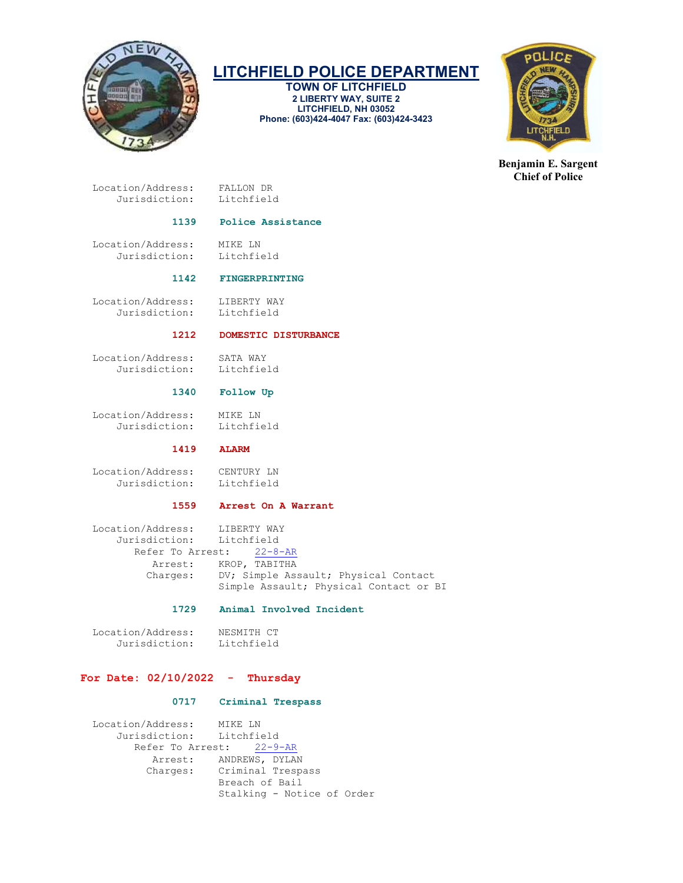Location/Address: FALLON DR
Jurisdiction: Litchfield

**1139 Police Assistance**

Location/Address: MIKE LN
Jurisdiction: Litchfield

**1142 FINGERPRINTING**

Location/Address: LIBERTY WAY
Jurisdiction: Litchfield

**1212 DOMESTIC DISTURBANCE**

Location/Address: SATA WAY
Jurisdiction: Litchfield

**1340 Follow Up**

Location/Address: MIKE LN
Jurisdiction: Litchfield

**1419 ALARM**

Location/Address: CENTURY LN
Jurisdiction: Litchfield

**1559 Arrest On A Warrant**

Location/Address: LIBERTY WAY
Jurisdiction: Litchfield
Refer To Arrest: 22-8-AR
Arrest: KROP, TABITHA
Charges: DV; Simple Assault; Physical Contact
Simple Assault; Physical Contact or BI

**1729 Animal Involved Incident**

Location/Address: NESMITH CT
Jurisdiction: Litchfield

## For Date: 02/10/2022 - Thursday

**0717 Criminal Trespass**

Location/Address: MIKE LN
Jurisdiction: Litchfield
Refer To Arrest: 22-9-AR
Arrest: ANDREWS, DYLAN
Charges: Criminal Trespass
Breach of Bail
Stalking - Notice of Order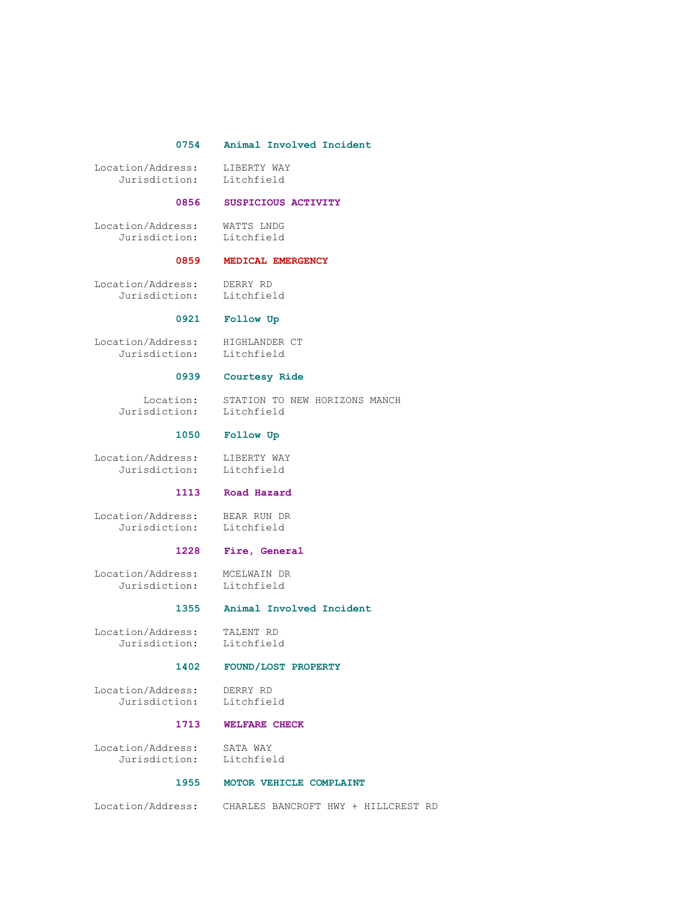**0754 Animal Involved Incident**

Location/Address: LIBERTY WAY
Jurisdiction: Litchfield

**0856 SUSPICIOUS ACTIVITY**

Location/Address: WATTS LNDG
Jurisdiction: Litchfield

**0859 MEDICAL EMERGENCY**

Location/Address: DERRY RD
Jurisdiction: Litchfield

**0921 Follow Up**

Location/Address: HIGHLANDER CT
Jurisdiction: Litchfield

**0939 Courtesy Ride**

Location: STATION TO NEW HORIZONS MANCH
Jurisdiction: Litchfield

**1050 Follow Up**

Location/Address: LIBERTY WAY
Jurisdiction: Litchfield

**1113 Road Hazard**

Location/Address: BEAR RUN DR
Jurisdiction: Litchfield

**1228 Fire, General**

Location/Address: MCELWAIN DR
Jurisdiction: Litchfield

**1355 Animal Involved Incident**

Location/Address: TALENT RD
Jurisdiction: Litchfield

**1402 FOUND/LOST PROPERTY**

Location/Address: DERRY RD
Jurisdiction: Litchfield

**1713 WELFARE CHECK**

Location/Address: SATA WAY
Jurisdiction: Litchfield

**1955 MOTOR VEHICLE COMPLAINT**

Location/Address: CHARLES BANCROFT HWY + HILLCREST RD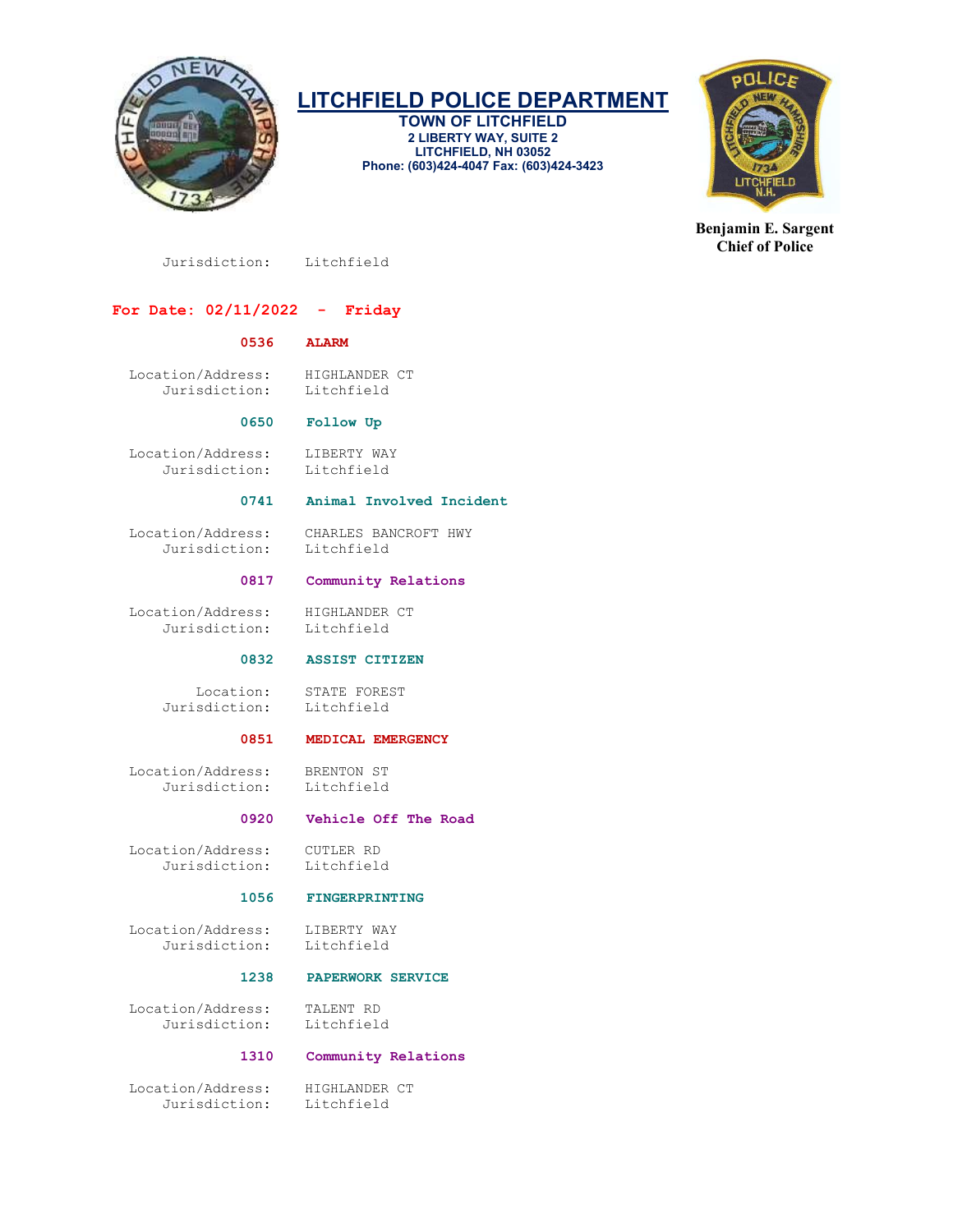# LITCHFIELD POLICE DEPARTMENT

**TOWN OF LITCHFIELD**
**2 LIBERTY WAY, SUITE 2**
**LITCHFIELD, NH 03052**
**Phone: (603)424-4047 Fax: (603)424-3423**

**Benjamin E. Sargent**
**Chief of Police**

Jurisdiction: Litchfield

## For Date: 02/11/2022 - Friday

**0536 ALARM**

Location/Address: HIGHLANDER CT
Jurisdiction: Litchfield

**0650 Follow Up**

Location/Address: LIBERTY WAY
Jurisdiction: Litchfield

**0741 Animal Involved Incident**

Location/Address: CHARLES BANCROFT HWY
Jurisdiction: Litchfield

**0817 Community Relations**

Location/Address: HIGHLANDER CT
Jurisdiction: Litchfield

**0832 ASSIST CITIZEN**

Location: STATE FOREST
Jurisdiction: Litchfield

**0851 MEDICAL EMERGENCY**

Location/Address: BRENTON ST
Jurisdiction: Litchfield

**0920 Vehicle Off The Road**

Location/Address: CUTLER RD
Jurisdiction: Litchfield

**1056 FINGERPRINTING**

Location/Address: LIBERTY WAY
Jurisdiction: Litchfield

**1238 PAPERWORK SERVICE**

Location/Address: TALENT RD
Jurisdiction: Litchfield

**1310 Community Relations**

Location/Address: HIGHLANDER CT
Jurisdiction: Litchfield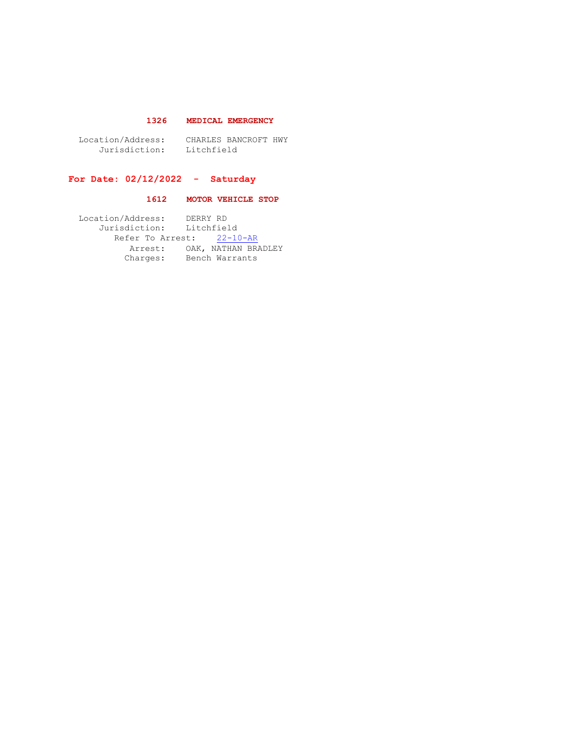**1326 MEDICAL EMERGENCY**

Location/Address: CHARLES BANCROFT HWY
Jurisdiction: Litchfield

## For Date: 02/12/2022 - Saturday

**1612 MOTOR VEHICLE STOP**

Location/Address: DERRY RD
Jurisdiction: Litchfield
Refer To Arrest: 22-10-AR
Arrest: OAK, NATHAN BRADLEY
Charges: Bench Warrants